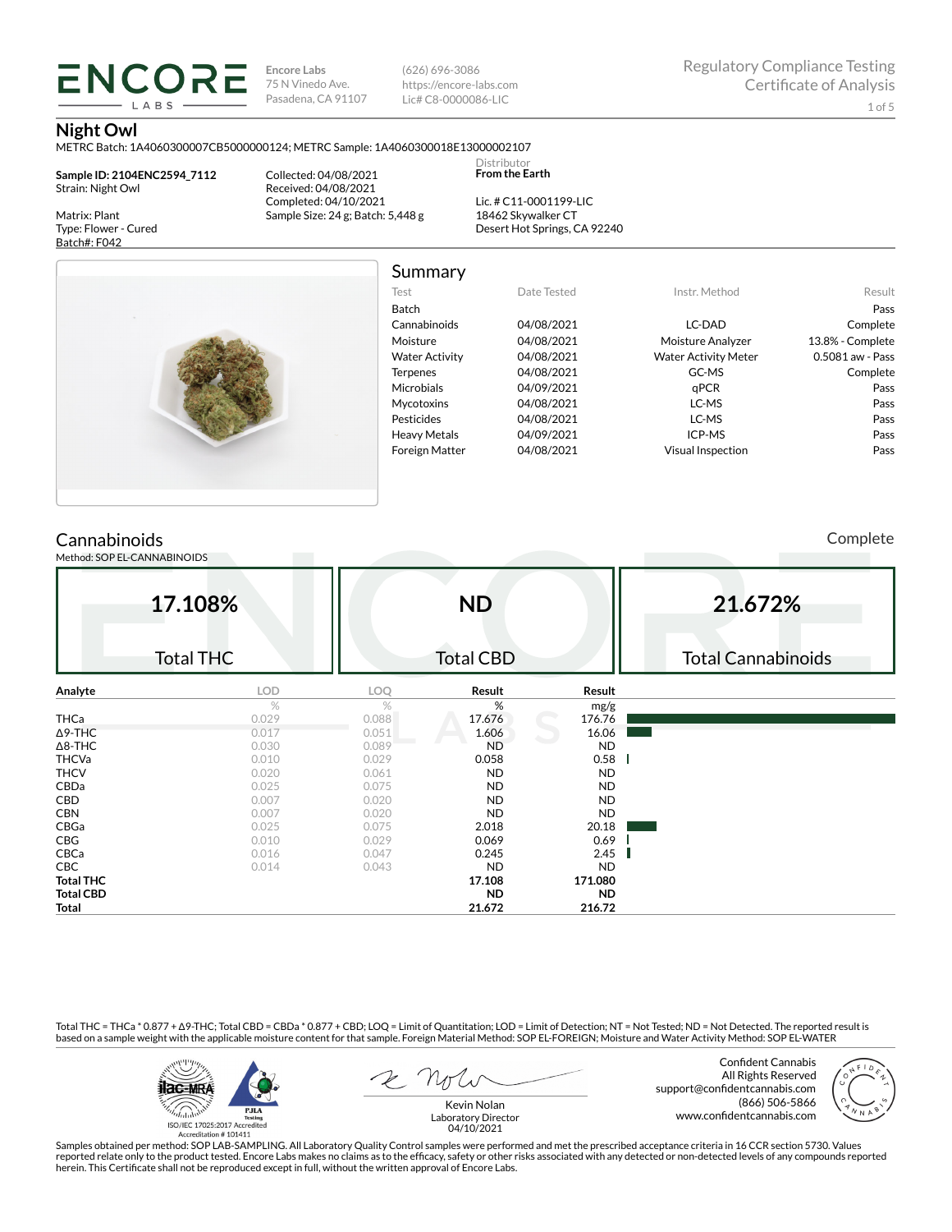**ENCORE LABS**

Encore Labs
75 N Vinedo Ave.
Pasadena, CA 91107

(626) 696-3086
https://encore-labs.com
Lic# C8-0000086-LIC

Regulatory Compliance Testing
Certificate of Analysis

# Night Owl

METRC Batch: 1A4060300007CB5000000124; METRC Sample: 1A4060300018E13000002107

**Sample ID: 2104ENC2594_7112**
Strain: Night Owl

Matrix: Plant
Type: Flower - Cured
Batch#: F042

Collected: 04/08/2021
Received: 04/08/2021
Completed: 04/10/2021
Sample Size: 24 g; Batch: 5,448 g

Distributor
**From the Earth**

Lic. # C11-0001199-LIC
18462 Skywalker CT
Desert Hot Springs, CA 92240

## Summary

| Test | Date Tested | Instr. Method | Result |
|---|---|---|---|
| Batch | | | Pass |
| Cannabinoids | 04/08/2021 | LC-DAD | Complete |
| Moisture | 04/08/2021 | Moisture Analyzer | 13.8% - Complete |
| Water Activity | 04/08/2021 | Water Activity Meter | 0.5081 aw - Pass |
| Terpenes | 04/08/2021 | GC-MS | Complete |
| Microbials | 04/09/2021 | qPCR | Pass |
| Mycotoxins | 04/08/2021 | LC-MS | Pass |
| Pesticides | 04/08/2021 | LC-MS | Pass |
| Heavy Metals | 04/09/2021 | ICP-MS | Pass |
| Foreign Matter | 04/08/2021 | Visual Inspection | Pass |

## Cannabinoids

Complete

Method: SOP EL-CANNABINOIDS

| 17.108% | ND | 21.672% |
|---|---|---|
| Total THC | Total CBD | Total Cannabinoids |

| Analyte | LOD | LOQ | Result | Result |
|---|---|---|---|---|
| | % | % | % | mg/g |
| THCa | 0.029 | 0.088 | 17.676 | 176.76 |
| Δ9-THC | 0.017 | 0.051 | 1.606 | 16.06 |
| Δ8-THC | 0.030 | 0.089 | ND | ND |
| THCVa | 0.010 | 0.029 | 0.058 | 0.58 |
| THCV | 0.020 | 0.061 | ND | ND |
| CBDa | 0.025 | 0.075 | ND | ND |
| CBD | 0.007 | 0.020 | ND | ND |
| CBN | 0.007 | 0.020 | ND | ND |
| CBGa | 0.025 | 0.075 | 2.018 | 20.18 |
| CBG | 0.010 | 0.029 | 0.069 | 0.69 |
| CBCa | 0.016 | 0.047 | 0.245 | 2.45 |
| CBC | 0.014 | 0.043 | ND | ND |
| **Total THC** | | | **17.108** | **171.080** |
| **Total CBD** | | | **ND** | **ND** |
| **Total** | | | **21.672** | **216.72** |

Total THC = THCa * 0.877 + Δ9-THC; Total CBD = CBDa * 0.877 + CBD; LOQ = Limit of Quantitation; LOD = Limit of Detection; NT = Not Tested; ND = Not Detected. The reported result is based on a sample weight with the applicable moisture content for that sample. Foreign Material Method: SOP EL-FOREIGN; Moisture and Water Activity Method: SOP EL-WATER

ISO/IEC 17025:2017 Accredited
Accreditation # 101411

Kevin Nolan
Laboratory Director
04/10/2021

Confident Cannabis
All Rights Reserved
support@confidentcannabis.com
(866) 506-5866
www.confidentcannabis.com

Samples obtained per method: SOP LAB-SAMPLING. All Laboratory Quality Control samples were performed and met the prescribed acceptance criteria in 16 CCR section 5730. Values reported relate only to the product tested. Encore Labs makes no claims as to the efficacy, safety or other risks associated with any detected or non-detected levels of any compounds reported herein. This Certificate shall not be reproduced except in full, without the written approval of Encore Labs.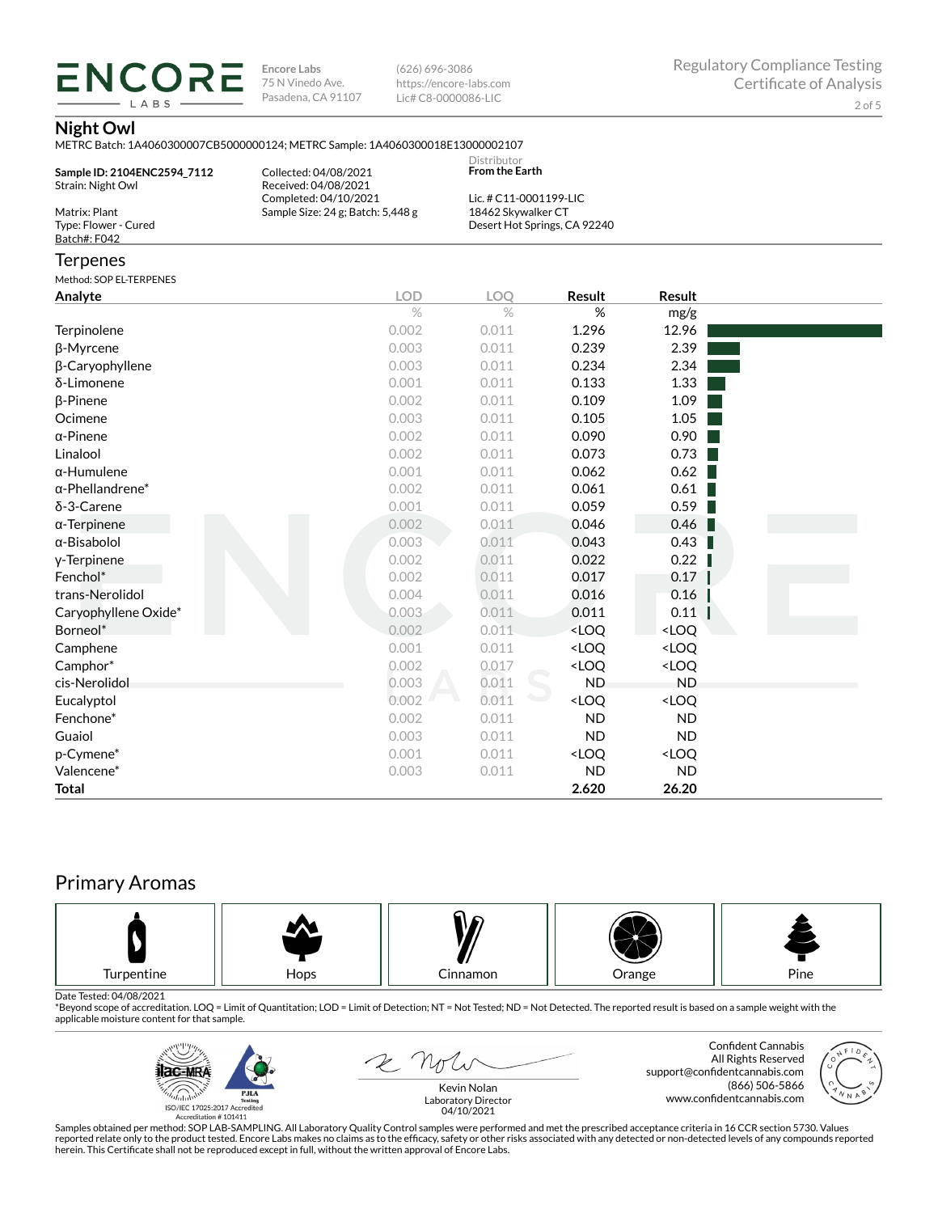# Night Owl

METRC Batch: 1A4060300007CB5000000124; METRC Sample: 1A4060300018E13000002107

**Sample ID: 2104ENC2594_7112**
Strain: Night Owl

Matrix: Plant
Type: Flower - Cured
Batch#: F042

Collected: 04/08/2021
Received: 04/08/2021
Completed: 04/10/2021
Sample Size: 24 g; Batch: 5,448 g

Distributor
**From the Earth**

Lic. # C11-0001199-LIC
18462 Skywalker CT
Desert Hot Springs, CA 92240

## Terpenes

Method: SOP EL-TERPENES

| Analyte | LOD | LOQ | Result | Result |
|---|---|---|---|---|
| | % | % | % | mg/g |
| Terpinolene | 0.002 | 0.011 | 1.296 | 12.96 |
| β-Myrcene | 0.003 | 0.011 | 0.239 | 2.39 |
| β-Caryophyllene | 0.003 | 0.011 | 0.234 | 2.34 |
| δ-Limonene | 0.001 | 0.011 | 0.133 | 1.33 |
| β-Pinene | 0.002 | 0.011 | 0.109 | 1.09 |
| Ocimene | 0.003 | 0.011 | 0.105 | 1.05 |
| α-Pinene | 0.002 | 0.011 | 0.090 | 0.90 |
| Linalool | 0.002 | 0.011 | 0.073 | 0.73 |
| α-Humulene | 0.001 | 0.011 | 0.062 | 0.62 |
| α-Phellandrene* | 0.002 | 0.011 | 0.061 | 0.61 |
| δ-3-Carene | 0.001 | 0.011 | 0.059 | 0.59 |
| α-Terpinene | 0.002 | 0.011 | 0.046 | 0.46 |
| α-Bisabolol | 0.003 | 0.011 | 0.043 | 0.43 |
| γ-Terpinene | 0.002 | 0.011 | 0.022 | 0.22 |
| Fenchol* | 0.002 | 0.011 | 0.017 | 0.17 |
| trans-Nerolidol | 0.004 | 0.011 | 0.016 | 0.16 |
| Caryophyllene Oxide* | 0.003 | 0.011 | 0.011 | 0.11 |
| Borneol* | 0.002 | 0.011 | <LOQ | <LOQ |
| Camphene | 0.001 | 0.011 | <LOQ | <LOQ |
| Camphor* | 0.002 | 0.017 | <LOQ | <LOQ |
| cis-Nerolidol | 0.003 | 0.011 | ND | ND |
| Eucalyptol | 0.002 | 0.011 | <LOQ | <LOQ |
| Fenchone* | 0.002 | 0.011 | ND | ND |
| Guaiol | 0.003 | 0.011 | ND | ND |
| p-Cymene* | 0.001 | 0.011 | <LOQ | <LOQ |
| Valencene* | 0.003 | 0.011 | ND | ND |
| **Total** | | | **2.620** | **26.20** |

## Primary Aromas

Turpentine | Hops | Cinnamon | Orange | Pine

Date Tested: 04/08/2021

*Beyond scope of accreditation. LOQ = Limit of Quantitation; LOD = Limit of Detection; NT = Not Tested; ND = Not Detected. The reported result is based on a sample weight with the applicable moisture content for that sample.

ISO/IEC 17025:2017 Accredited
Accreditation # 101411

Kevin Nolan
Laboratory Director
04/10/2021

Confident Cannabis
All Rights Reserved
support@confidentcannabis.com
(866) 506-5866
www.confidentcannabis.com

Samples obtained per method: SOP LAB-SAMPLING. All Laboratory Quality Control samples were performed and met the prescribed acceptance criteria in 16 CCR section 5730. Values reported relate only to the product tested. Encore Labs makes no claims as to the efficacy, safety or other risks associated with any detected or non-detected levels of any compounds reported herein. This Certificate shall not be reproduced except in full, without the written approval of Encore Labs.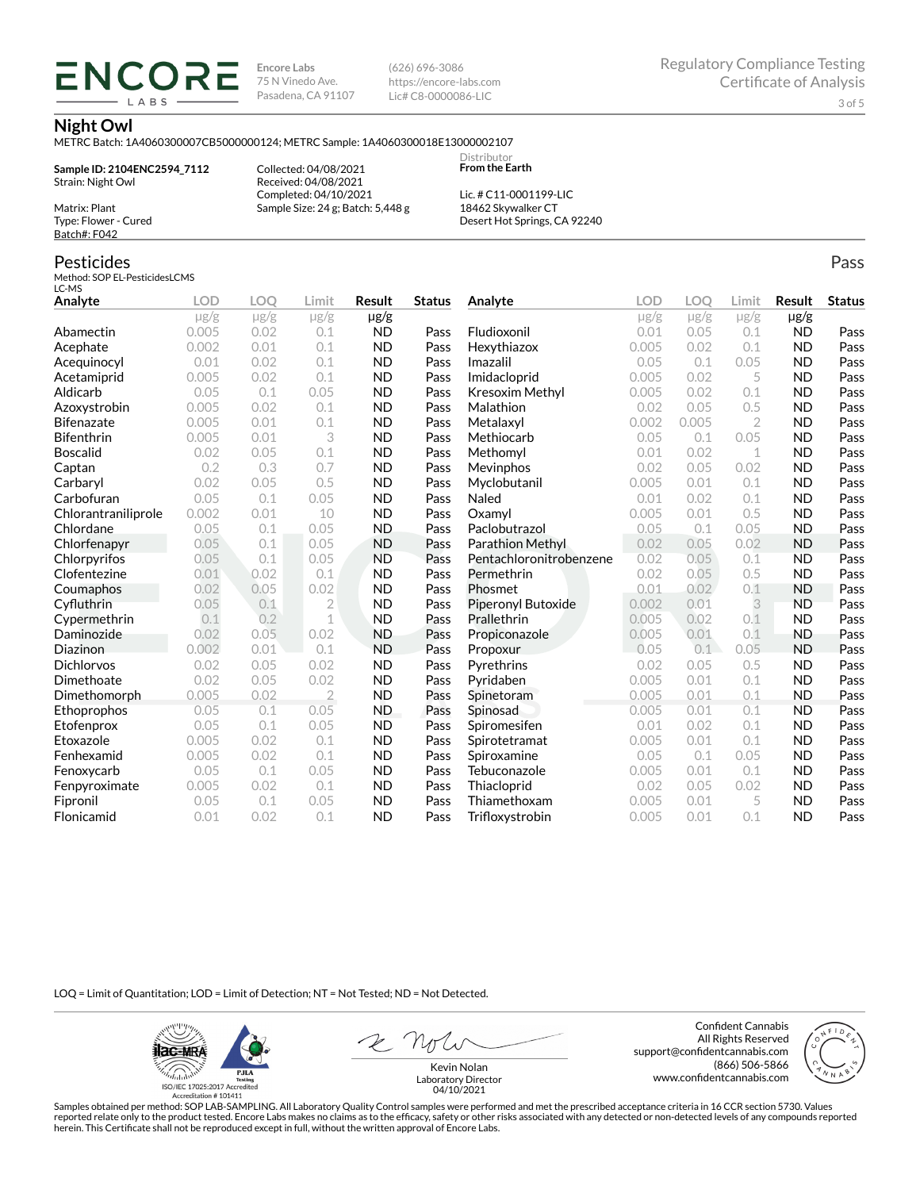**Encore Labs**
75 N Vinedo Ave.
Pasadena, CA 91107

(626) 696-3086
https://encore-labs.com
Lic# C8-0000086-LIC

Regulatory Compliance Testing
Certificate of Analysis

## Night Owl

METRC Batch: 1A4060300007CB5000000124; METRC Sample: 1A4060300018E13000002107

**Sample ID: 2104ENC2594_7112**
Strain: Night Owl

Matrix: Plant
Type: Flower - Cured
Batch#: F042

Collected: 04/08/2021
Received: 04/08/2021
Completed: 04/10/2021
Sample Size: 24 g; Batch: 5,448 g

Distributor
**From the Earth**

Lic. # C11-0001199-LIC
18462 Skywalker CT
Desert Hot Springs, CA 92240

## Pesticides

Pass

Method: SOP EL-PesticidesLCMS
LC-MS

| Analyte | LOD | LOQ | Limit | Result | Status |
|---|---|---|---|---|---|
| | μg/g | μg/g | μg/g | μg/g | |
| Abamectin | 0.005 | 0.02 | 0.1 | ND | Pass |
| Acephate | 0.002 | 0.01 | 0.1 | ND | Pass |
| Acequinocyl | 0.01 | 0.02 | 0.1 | ND | Pass |
| Acetamiprid | 0.005 | 0.02 | 0.1 | ND | Pass |
| Aldicarb | 0.05 | 0.1 | 0.05 | ND | Pass |
| Azoxystrobin | 0.005 | 0.02 | 0.1 | ND | Pass |
| Bifenazate | 0.005 | 0.01 | 0.1 | ND | Pass |
| Bifenthrin | 0.005 | 0.01 | 3 | ND | Pass |
| Boscalid | 0.02 | 0.05 | 0.1 | ND | Pass |
| Captan | 0.2 | 0.3 | 0.7 | ND | Pass |
| Carbaryl | 0.02 | 0.05 | 0.5 | ND | Pass |
| Carbofuran | 0.05 | 0.1 | 0.05 | ND | Pass |
| Chlorantraniliprole | 0.002 | 0.01 | 10 | ND | Pass |
| Chlordane | 0.05 | 0.1 | 0.05 | ND | Pass |
| Chlorfenapyr | 0.05 | 0.1 | 0.05 | ND | Pass |
| Chlorpyrifos | 0.05 | 0.1 | 0.05 | ND | Pass |
| Clofentezine | 0.01 | 0.02 | 0.1 | ND | Pass |
| Coumaphos | 0.02 | 0.05 | 0.02 | ND | Pass |
| Cyfluthrin | 0.05 | 0.1 | 2 | ND | Pass |
| Cypermethrin | 0.1 | 0.2 | 1 | ND | Pass |
| Daminozide | 0.02 | 0.05 | 0.02 | ND | Pass |
| Diazinon | 0.002 | 0.01 | 0.1 | ND | Pass |
| Dichlorvos | 0.02 | 0.05 | 0.02 | ND | Pass |
| Dimethoate | 0.02 | 0.05 | 0.02 | ND | Pass |
| Dimethomorph | 0.005 | 0.02 | 2 | ND | Pass |
| Ethoprophos | 0.05 | 0.1 | 0.05 | ND | Pass |
| Etofenprox | 0.05 | 0.1 | 0.05 | ND | Pass |
| Etoxazole | 0.005 | 0.02 | 0.1 | ND | Pass |
| Fenhexamid | 0.005 | 0.02 | 0.1 | ND | Pass |
| Fenoxycarb | 0.05 | 0.1 | 0.05 | ND | Pass |
| Fenpyroximate | 0.005 | 0.02 | 0.1 | ND | Pass |
| Fipronil | 0.05 | 0.1 | 0.05 | ND | Pass |
| Flonicamid | 0.01 | 0.02 | 0.1 | ND | Pass |
| Fludioxonil | 0.01 | 0.05 | 0.1 | ND | Pass |
| Hexythiazox | 0.005 | 0.02 | 0.1 | ND | Pass |
| Imazalil | 0.05 | 0.1 | 0.05 | ND | Pass |
| Imidacloprid | 0.005 | 0.02 | 5 | ND | Pass |
| Kresoxim Methyl | 0.005 | 0.02 | 0.1 | ND | Pass |
| Malathion | 0.02 | 0.05 | 0.5 | ND | Pass |
| Metalaxyl | 0.002 | 0.005 | 2 | ND | Pass |
| Methiocarb | 0.05 | 0.1 | 0.05 | ND | Pass |
| Methomyl | 0.01 | 0.02 | 1 | ND | Pass |
| Mevinphos | 0.02 | 0.05 | 0.02 | ND | Pass |
| Myclobutanil | 0.005 | 0.01 | 0.1 | ND | Pass |
| Naled | 0.01 | 0.02 | 0.1 | ND | Pass |
| Oxamyl | 0.005 | 0.01 | 0.5 | ND | Pass |
| Paclobutrazol | 0.05 | 0.1 | 0.05 | ND | Pass |
| Parathion Methyl | 0.02 | 0.05 | 0.02 | ND | Pass |
| Pentachloronitrobenzene | 0.02 | 0.05 | 0.1 | ND | Pass |
| Permethrin | 0.02 | 0.05 | 0.5 | ND | Pass |
| Phosmet | 0.01 | 0.02 | 0.1 | ND | Pass |
| Piperonyl Butoxide | 0.002 | 0.01 | 3 | ND | Pass |
| Prallethrin | 0.005 | 0.02 | 0.1 | ND | Pass |
| Propiconazole | 0.005 | 0.01 | 0.1 | ND | Pass |
| Propoxur | 0.05 | 0.1 | 0.05 | ND | Pass |
| Pyrethrins | 0.02 | 0.05 | 0.5 | ND | Pass |
| Pyridaben | 0.005 | 0.01 | 0.1 | ND | Pass |
| Spinetoram | 0.005 | 0.01 | 0.1 | ND | Pass |
| Spinosad | 0.005 | 0.01 | 0.1 | ND | Pass |
| Spiromesifen | 0.01 | 0.02 | 0.1 | ND | Pass |
| Spirotetramat | 0.005 | 0.01 | 0.1 | ND | Pass |
| Spiroxamine | 0.05 | 0.1 | 0.05 | ND | Pass |
| Tebuconazole | 0.005 | 0.01 | 0.1 | ND | Pass |
| Thiacloprid | 0.02 | 0.05 | 0.02 | ND | Pass |
| Thiamethoxam | 0.005 | 0.01 | 5 | ND | Pass |
| Trifloxystrobin | 0.005 | 0.01 | 0.1 | ND | Pass |

LOQ = Limit of Quantitation; LOD = Limit of Detection; NT = Not Tested; ND = Not Detected.

ISO/IEC 17025:2017 Accredited
Accreditation # 101411

Kevin Nolan
Laboratory Director
04/10/2021

Confident Cannabis
All Rights Reserved
support@confidentcannabis.com
(866) 506-5866
www.confidentcannabis.com

Samples obtained per method: SOP LAB-SAMPLING. All Laboratory Quality Control samples were performed and met the prescribed acceptance criteria in 16 CCR section 5730. Values reported relate only to the product tested. Encore Labs makes no claims as to the efficacy, safety or other risks associated with any detected or non-detected levels of any compounds reported herein. This Certificate shall not be reproduced except in full, without the written approval of Encore Labs.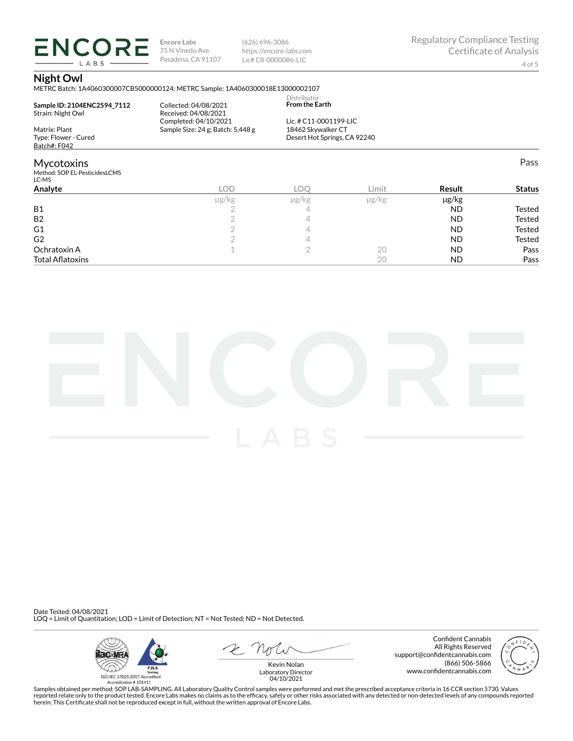# Night Owl

METRC Batch: 1A4060300007CB5000000124; METRC Sample: 1A4060300018E13000002107

**Sample ID: 2104ENC2594_7112**
Strain: Night Owl

Matrix: Plant
Type: Flower - Cured
Batch#: F042

Collected: 04/08/2021
Received: 04/08/2021
Completed: 04/10/2021
Sample Size: 24 g; Batch: 5,448 g

Distributor
**From the Earth**

Lic. # C11-0001199-LIC
18462 Skywalker CT
Desert Hot Springs, CA 92240

## Mycotoxins

Pass

Method: SOP EL-PesticidesLCMS
LC-MS

| Analyte | LOD | LOQ | Limit | Result | Status |
|---|---|---|---|---|---|
| | µg/kg | µg/kg | µg/kg | µg/kg | |
| B1 | 2 | 4 | | ND | Tested |
| B2 | 2 | 4 | | ND | Tested |
| G1 | 2 | 4 | | ND | Tested |
| G2 | 2 | 4 | | ND | Tested |
| Ochratoxin A | 1 | 2 | 20 | ND | Pass |
| Total Aflatoxins | | | 20 | ND | Pass |

Date Tested: 04/08/2021
LOQ = Limit of Quantitation; LOD = Limit of Detection; NT = Not Tested; ND = Not Detected.

ISO/IEC 17025:2017 Accredited
Accreditation # 101411

Kevin Nolan
Laboratory Director
04/10/2021

Confident Cannabis
All Rights Reserved
support@confidentcannabis.com
(866) 506-5866
www.confidentcannabis.com

Samples obtained per method: SOP LAB-SAMPLING. All Laboratory Quality Control samples were performed and met the prescribed acceptance criteria in 16 CCR section 5730. Values reported relate only to the product tested. Encore Labs makes no claims as to the efficacy, safety or other risks associated with any detected or non-detected levels of any compounds reported herein. This Certificate shall not be reproduced except in full, without the written approval of Encore Labs.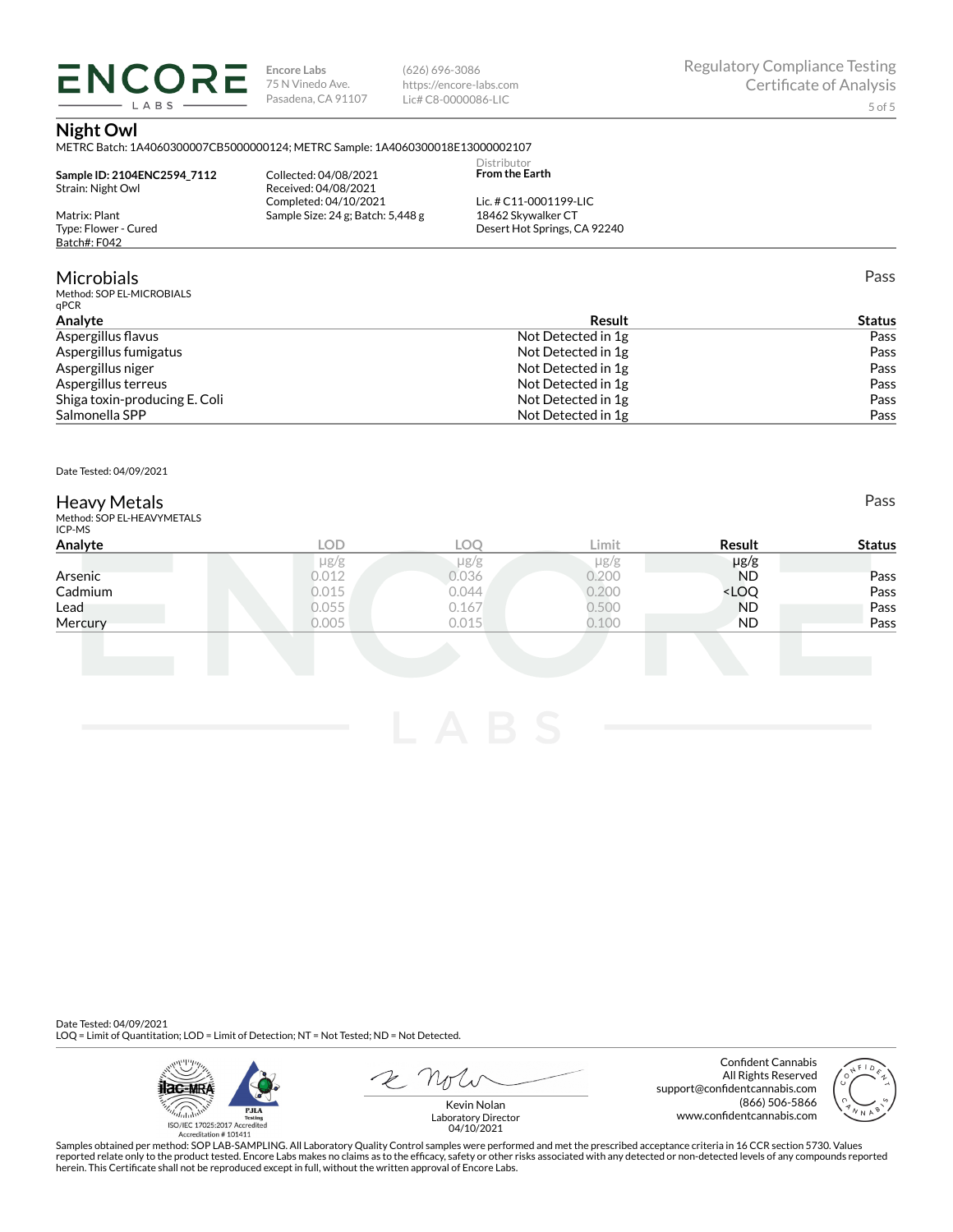**ENCORE LABS**

Encore Labs
75 N Vinedo Ave.
Pasadena, CA 91107

(626) 696-3086
https://encore-labs.com
Lic# C8-0000086-LIC

Regulatory Compliance Testing
Certificate of Analysis

## Night Owl

METRC Batch: 1A4060300007CB5000000124; METRC Sample: 1A4060300018E13000002107

**Sample ID: 2104ENC2594_7112**
Strain: Night Owl

Matrix: Plant
Type: Flower - Cured
Batch#: F042

Collected: 04/08/2021
Received: 04/08/2021
Completed: 04/10/2021
Sample Size: 24 g; Batch: 5,448 g

Distributor
**From the Earth**

Lic. # C11-0001199-LIC
18462 Skywalker CT
Desert Hot Springs, CA 92240

## Microbials

Pass

Method: SOP EL-MICROBIALS
qPCR

| Analyte | Result | Status |
|---|---|---|
| Aspergillus flavus | Not Detected in 1g | Pass |
| Aspergillus fumigatus | Not Detected in 1g | Pass |
| Aspergillus niger | Not Detected in 1g | Pass |
| Aspergillus terreus | Not Detected in 1g | Pass |
| Shiga toxin-producing E. Coli | Not Detected in 1g | Pass |
| Salmonella SPP | Not Detected in 1g | Pass |

Date Tested: 04/09/2021

## Heavy Metals

Pass

Method: SOP EL-HEAVYMETALS
ICP-MS

| Analyte | LOD | LOQ | Limit | Result | Status |
|---|---|---|---|---|---|
| | µg/g | µg/g | µg/g | µg/g | |
| Arsenic | 0.012 | 0.036 | 0.200 | ND | Pass |
| Cadmium | 0.015 | 0.044 | 0.200 | <LOQ | Pass |
| Lead | 0.055 | 0.167 | 0.500 | ND | Pass |
| Mercury | 0.005 | 0.015 | 0.100 | ND | Pass |

Date Tested: 04/09/2021
LOQ = Limit of Quantitation; LOD = Limit of Detection; NT = Not Tested; ND = Not Detected.

ISO/IEC 17025:2017 Accredited
Accreditation # 101411

Kevin Nolan
Laboratory Director
04/10/2021

Confident Cannabis
All Rights Reserved
support@confidentcannabis.com
(866) 506-5866
www.confidentcannabis.com

Samples obtained per method: SOP LAB-SAMPLING. All Laboratory Quality Control samples were performed and met the prescribed acceptance criteria in 16 CCR section 5730. Values reported relate only to the product tested. Encore Labs makes no claims as to the efficacy, safety or other risks associated with any detected or non-detected levels of any compounds reported herein. This Certificate shall not be reproduced except in full, without the written approval of Encore Labs.